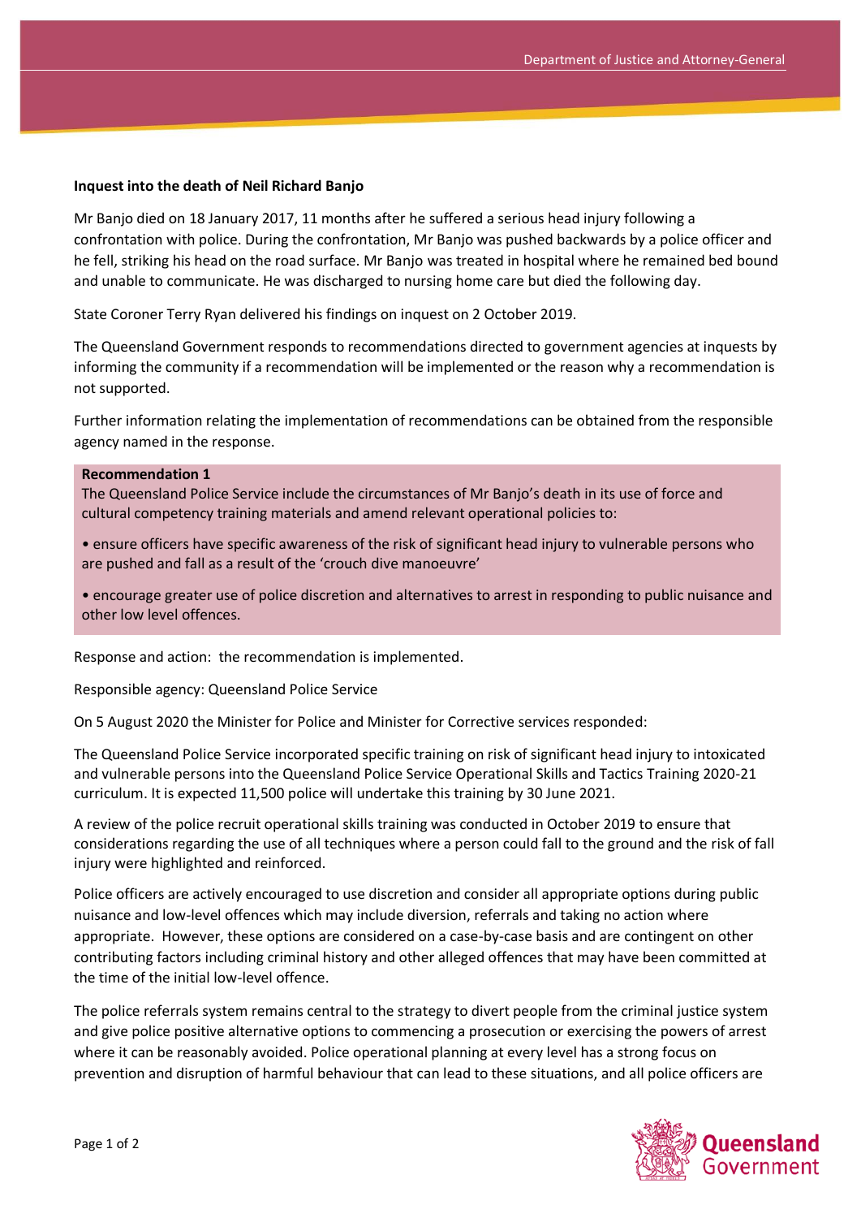**Inquest into the death of Neil Richard Banjo**

Mr Banjo died on 18 January 2017, 11 months after he suffered a serious head injury following a confrontation with police. During the confrontation, Mr Banjo was pushed backwards by a police officer and he fell, striking his head on the road surface. Mr Banjo was treated in hospital where he remained bed bound and unable to communicate. He was discharged to nursing home care but died the following day.

State Coroner Terry Ryan delivered his findings on inquest on 2 October 2019.

The Queensland Government responds to recommendations directed to government agencies at inquests by informing the community if a recommendation will be implemented or the reason why a recommendation is not supported.

Further information relating the implementation of recommendations can be obtained from the responsible agency named in the response.

**Recommendation 1**

The Queensland Police Service include the circumstances of Mr Banjo's death in its use of force and cultural competency training materials and amend relevant operational policies to:

- ensure officers have specific awareness of the risk of significant head injury to vulnerable persons who are pushed and fall as a result of the 'crouch dive manoeuvre'
- encourage greater use of police discretion and alternatives to arrest in responding to public nuisance and other low level offences.

Response and action: the recommendation is implemented.

Responsible agency: Queensland Police Service

On 5 August 2020 the Minister for Police and Minister for Corrective services responded:

The Queensland Police Service incorporated specific training on risk of significant head injury to intoxicated and vulnerable persons into the Queensland Police Service Operational Skills and Tactics Training 2020-21 curriculum. It is expected 11,500 police will undertake this training by 30 June 2021.

A review of the police recruit operational skills training was conducted in October 2019 to ensure that considerations regarding the use of all techniques where a person could fall to the ground and the risk of fall injury were highlighted and reinforced.

Police officers are actively encouraged to use discretion and consider all appropriate options during public nuisance and low-level offences which may include diversion, referrals and taking no action where appropriate. However, these options are considered on a case-by-case basis and are contingent on other contributing factors including criminal history and other alleged offences that may have been committed at the time of the initial low-level offence.

The police referrals system remains central to the strategy to divert people from the criminal justice system and give police positive alternative options to commencing a prosecution or exercising the powers of arrest where it can be reasonably avoided. Police operational planning at every level has a strong focus on prevention and disruption of harmful behaviour that can lead to these situations, and all police officers are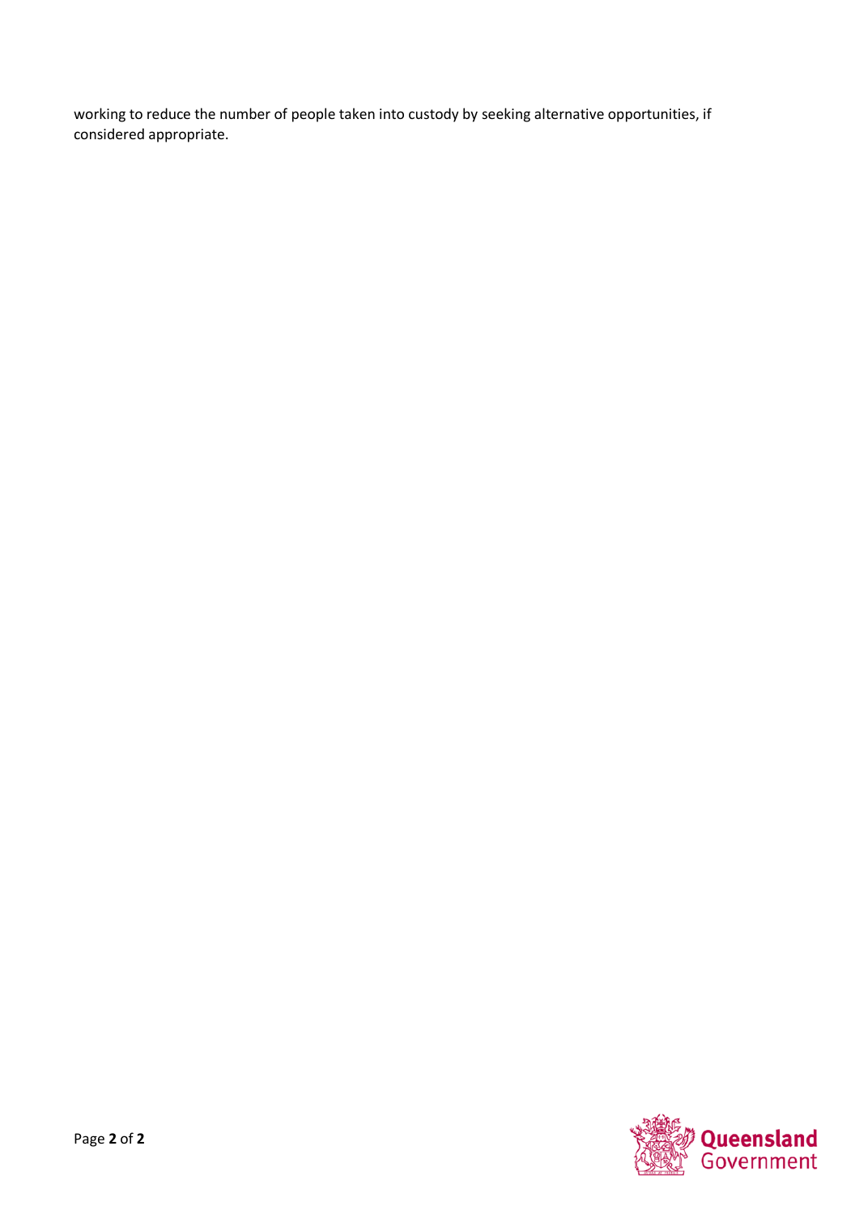working to reduce the number of people taken into custody by seeking alternative opportunities, if considered appropriate.